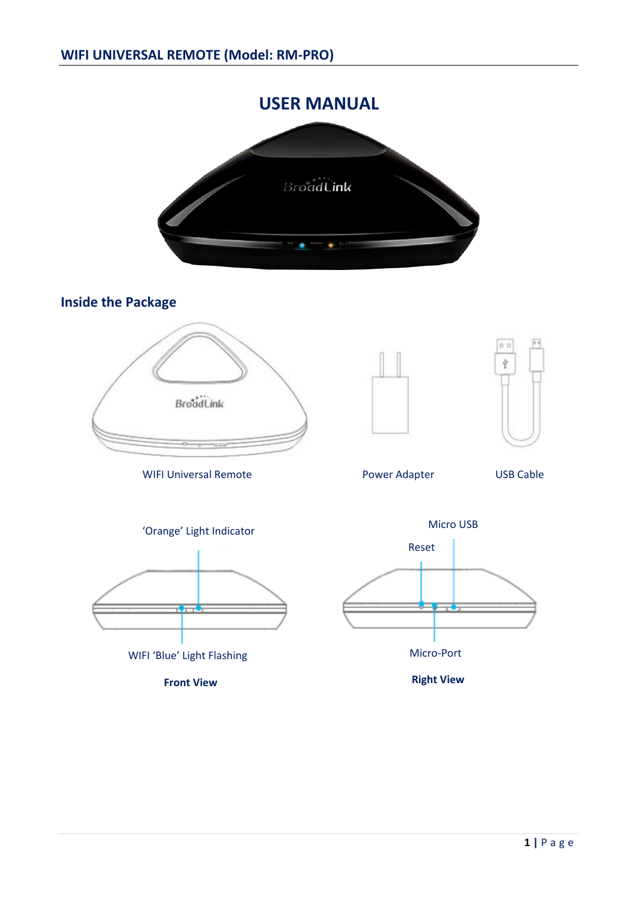WIFI UNIVERSAL REMOTE (Model: RM-PRO)

# USER MANUAL

## Inside the Package

WIFI Universal Remote

Power Adapter

USB Cable

'Orange' Light Indicator

WIFI 'Blue' Light Flashing

**Front View**

Micro USB

Reset

Micro-Port

**Right View**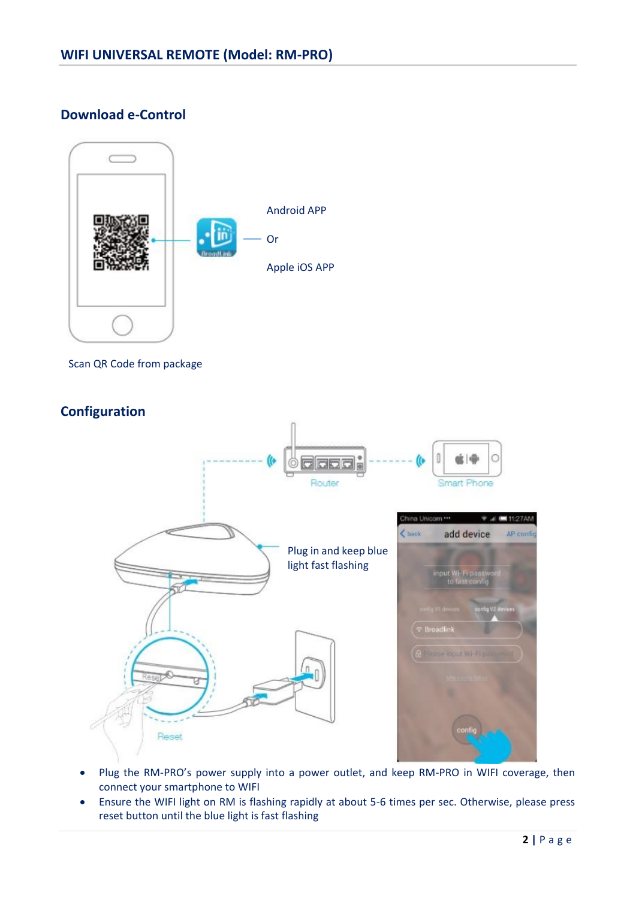## WIFI UNIVERSAL REMOTE (Model: RM-PRO)

## Download e-Control

Android APP

Or

Apple iOS APP

Scan QR Code from package

## Configuration

Plug in and keep blue light fast flashing

- Plug the RM-PRO's power supply into a power outlet, and keep RM-PRO in WIFI coverage, then connect your smartphone to WIFI
- Ensure the WIFI light on RM is flashing rapidly at about 5-6 times per sec. Otherwise, please press reset button until the blue light is fast flashing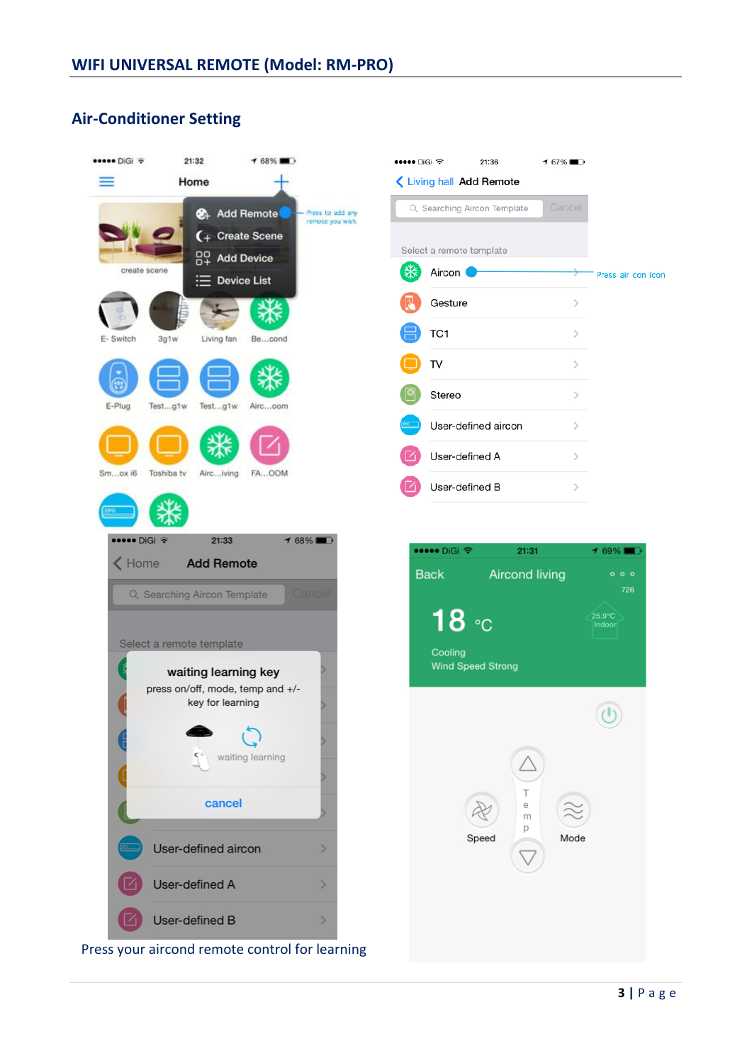## Air-Conditioner Setting

Press your aircond remote control for learning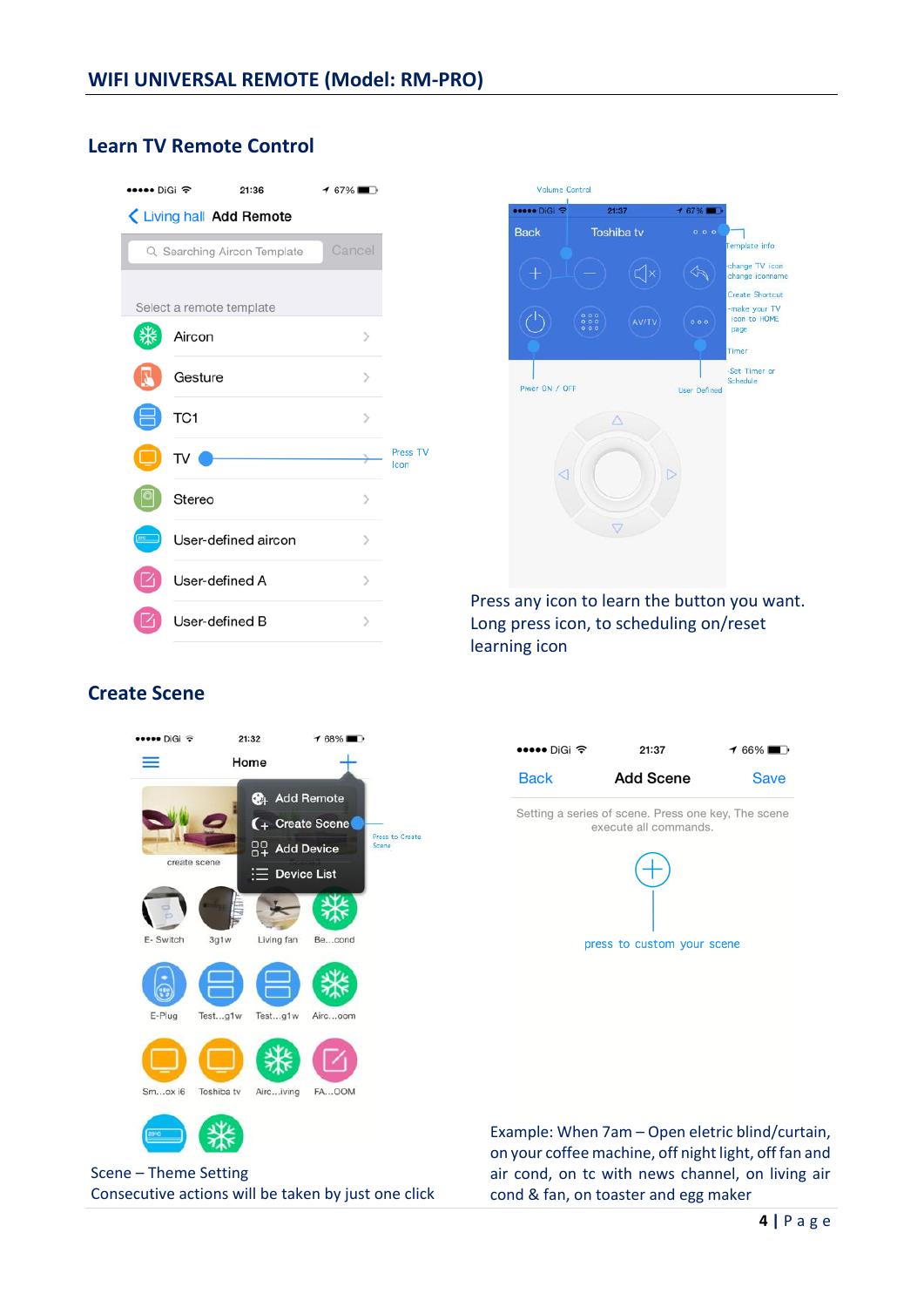## WIFI UNIVERSAL REMOTE (Model: RM-PRO)

### Learn TV Remote Control

Press any icon to learn the button you want. Long press icon, to scheduling on/reset learning icon

### Create Scene

Scene – Theme Setting
Consecutive actions will be taken by just one click

Example: When 7am – Open eletric blind/curtain, on your coffee machine, off night light, off fan and air cond, on tc with news channel, on living air cond & fan, on toaster and egg maker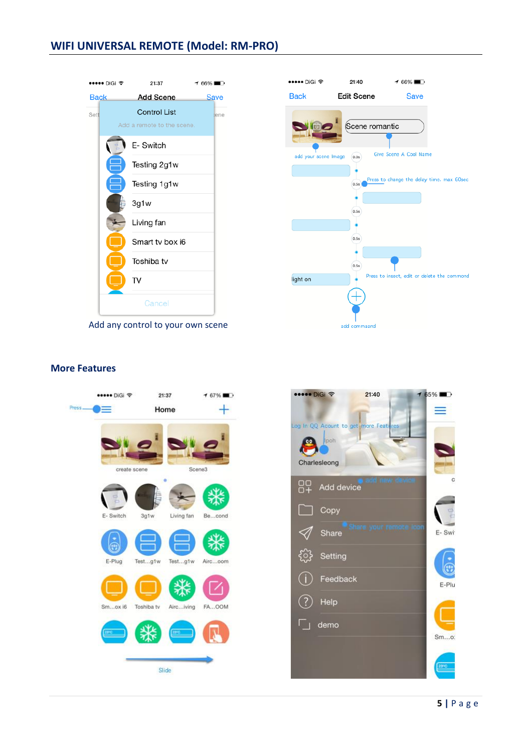## WIFI UNIVERSAL REMOTE (Model: RM-PRO)

Add any control to your own scene

## More Features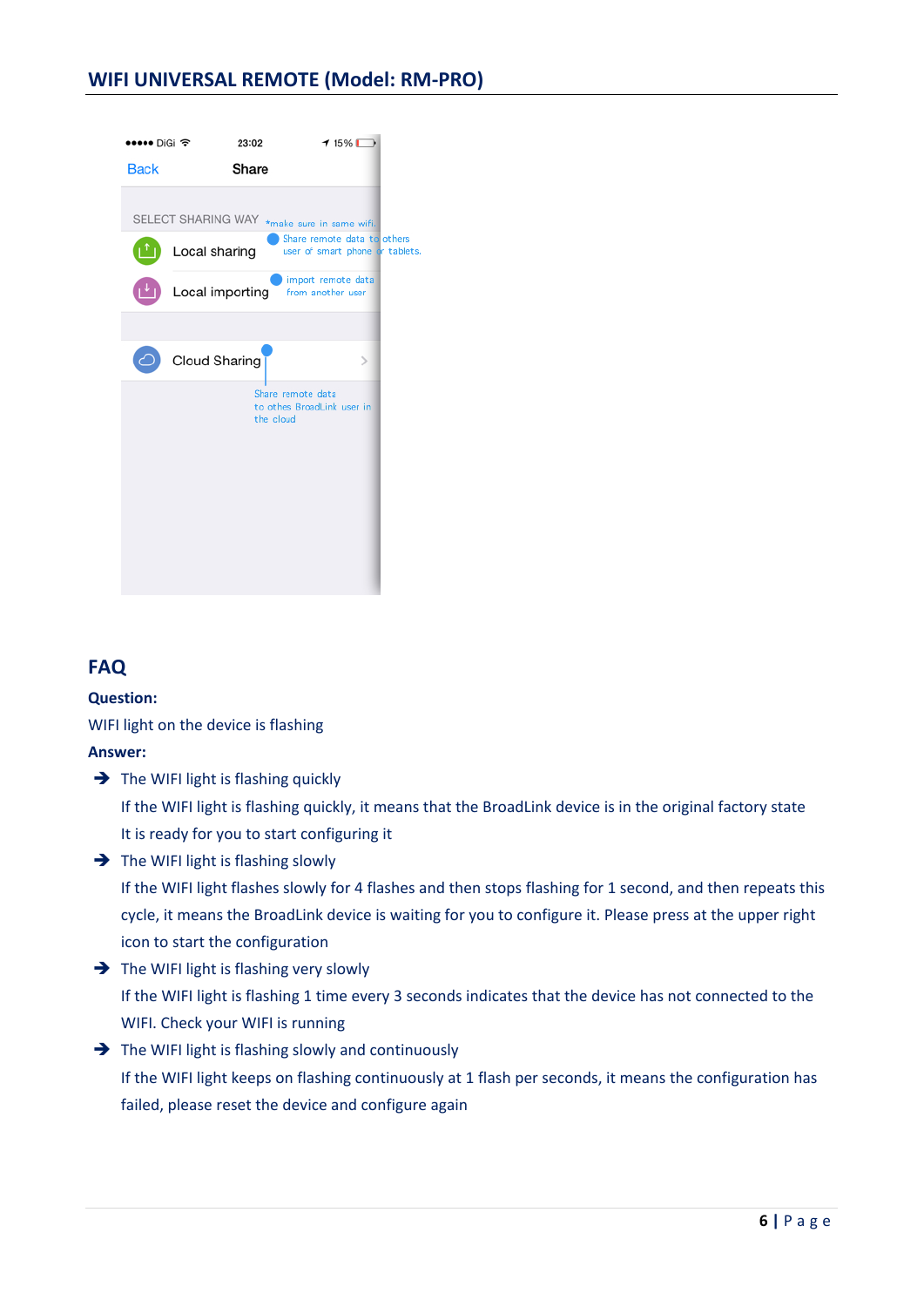## FAQ

**Question:**

WIFI light on the device is flashing

**Answer:**

- ➔ The WIFI light is flashing quickly

  If the WIFI light is flashing quickly, it means that the BroadLink device is in the original factory state It is ready for you to start configuring it

- ➔ The WIFI light is flashing slowly

  If the WIFI light flashes slowly for 4 flashes and then stops flashing for 1 second, and then repeats this cycle, it means the BroadLink device is waiting for you to configure it. Please press at the upper right icon to start the configuration

- ➔ The WIFI light is flashing very slowly

  If the WIFI light is flashing 1 time every 3 seconds indicates that the device has not connected to the WIFI. Check your WIFI is running

- ➔ The WIFI light is flashing slowly and continuously

  If the WIFI light keeps on flashing continuously at 1 flash per seconds, it means the configuration has failed, please reset the device and configure again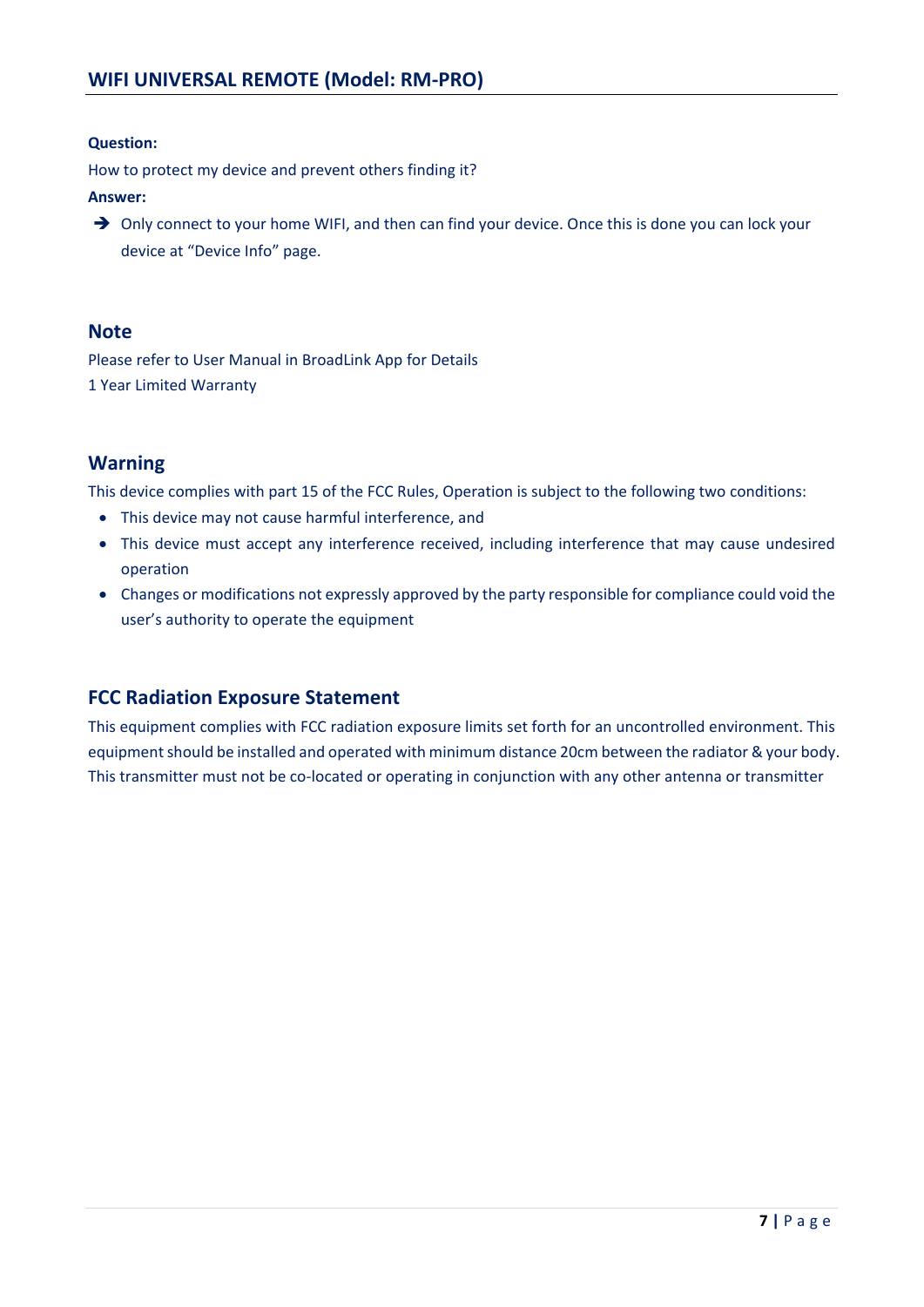**Question:**

How to protect my device and prevent others finding it?

**Answer:**

→ Only connect to your home WIFI, and then can find your device. Once this is done you can lock your device at "Device Info" page.

## Note

Please refer to User Manual in BroadLink App for Details

1 Year Limited Warranty

## Warning

This device complies with part 15 of the FCC Rules, Operation is subject to the following two conditions:

- This device may not cause harmful interference, and
- This device must accept any interference received, including interference that may cause undesired operation
- Changes or modifications not expressly approved by the party responsible for compliance could void the user's authority to operate the equipment

## FCC Radiation Exposure Statement

This equipment complies with FCC radiation exposure limits set forth for an uncontrolled environment. This equipment should be installed and operated with minimum distance 20cm between the radiator & your body. This transmitter must not be co-located or operating in conjunction with any other antenna or transmitter